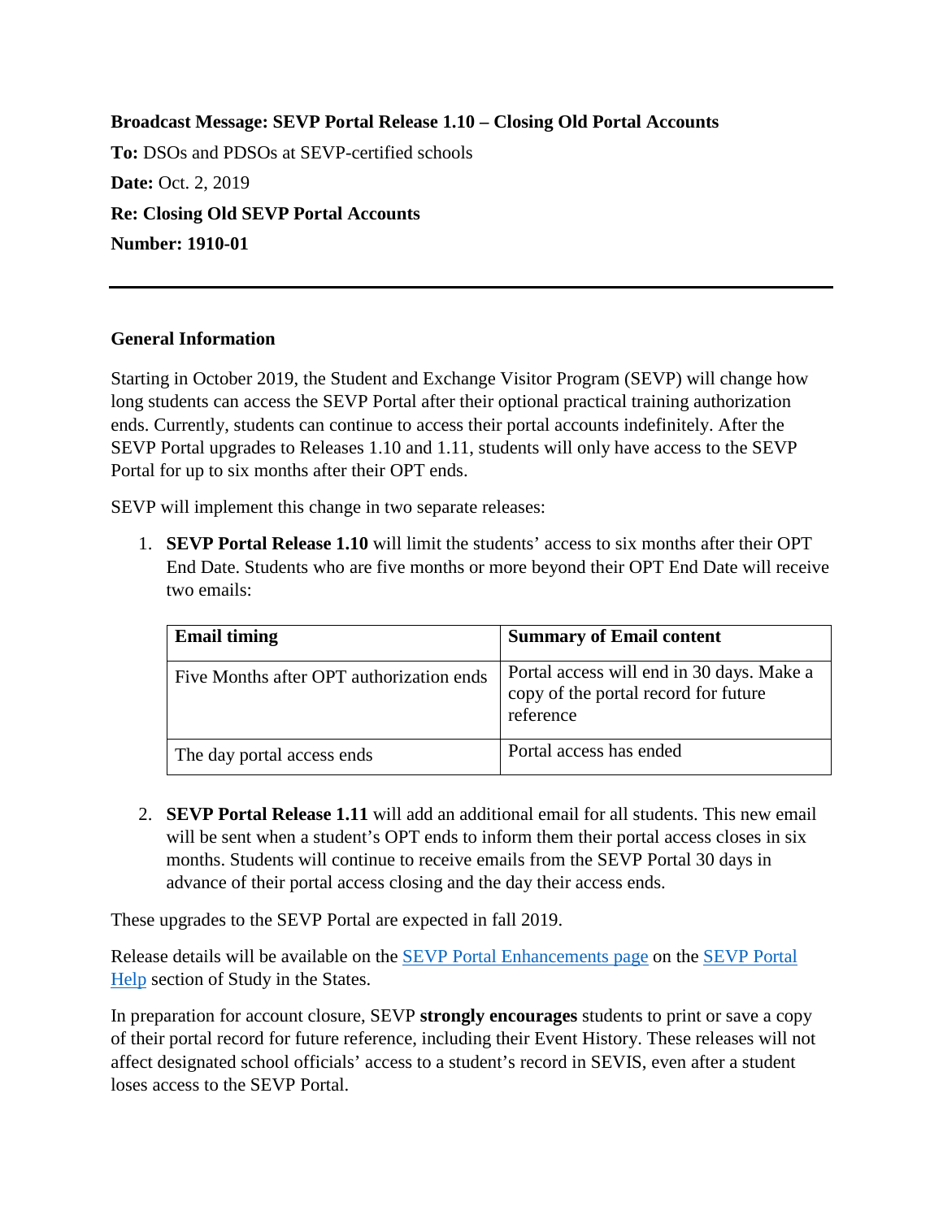**Broadcast Message: SEVP Portal Release 1.10 – Closing Old Portal Accounts**

**To:** DSOs and PDSOs at SEVP-certified schools

**Date:** Oct. 2, 2019

**Re: Closing Old SEVP Portal Accounts**

**Number: 1910-01**

---

## General Information

Starting in October 2019, the Student and Exchange Visitor Program (SEVP) will change how long students can access the SEVP Portal after their optional practical training authorization ends. Currently, students can continue to access their portal accounts indefinitely. After the SEVP Portal upgrades to Releases 1.10 and 1.11, students will only have access to the SEVP Portal for up to six months after their OPT ends.

SEVP will implement this change in two separate releases:

1. **SEVP Portal Release 1.10** will limit the students' access to six months after their OPT End Date. Students who are five months or more beyond their OPT End Date will receive two emails:

   | Email timing | Summary of Email content |
   |---|---|
   | Five Months after OPT authorization ends | Portal access will end in 30 days. Make a copy of the portal record for future reference |
   | The day portal access ends | Portal access has ended |

2. **SEVP Portal Release 1.11** will add an additional email for all students. This new email will be sent when a student's OPT ends to inform them their portal access closes in six months. Students will continue to receive emails from the SEVP Portal 30 days in advance of their portal access closing and the day their access ends.

These upgrades to the SEVP Portal are expected in fall 2019.

Release details will be available on the SEVP Portal Enhancements page on the SEVP Portal Help section of Study in the States.

In preparation for account closure, SEVP **strongly encourages** students to print or save a copy of their portal record for future reference, including their Event History. These releases will not affect designated school officials' access to a student's record in SEVIS, even after a student loses access to the SEVP Portal.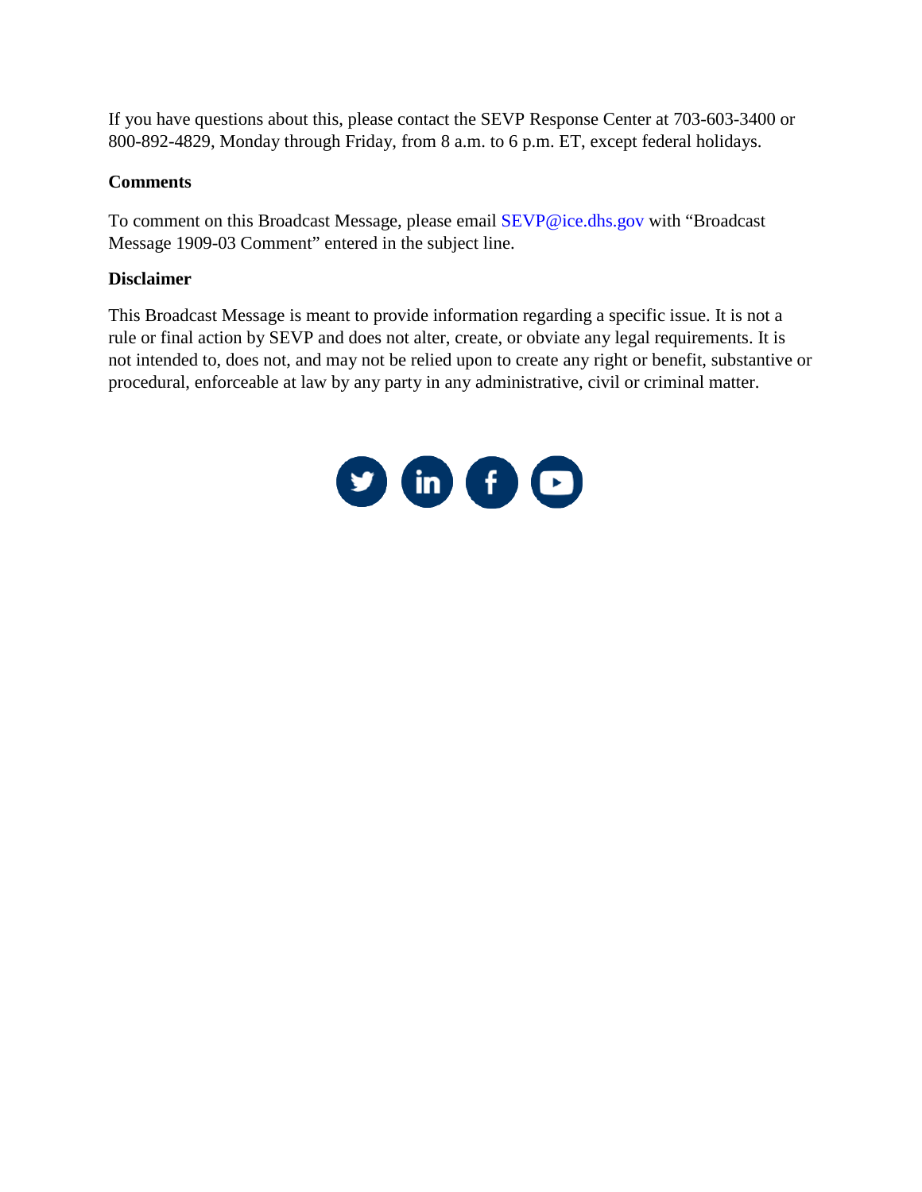If you have questions about this, please contact the SEVP Response Center at 703-603-3400 or 800-892-4829, Monday through Friday, from 8 a.m. to 6 p.m. ET, except federal holidays.

**Comments**

To comment on this Broadcast Message, please email SEVP@ice.dhs.gov with "Broadcast Message 1909-03 Comment" entered in the subject line.

**Disclaimer**

This Broadcast Message is meant to provide information regarding a specific issue. It is not a rule or final action by SEVP and does not alter, create, or obviate any legal requirements. It is not intended to, does not, and may not be relied upon to create any right or benefit, substantive or procedural, enforceable at law by any party in any administrative, civil or criminal matter.